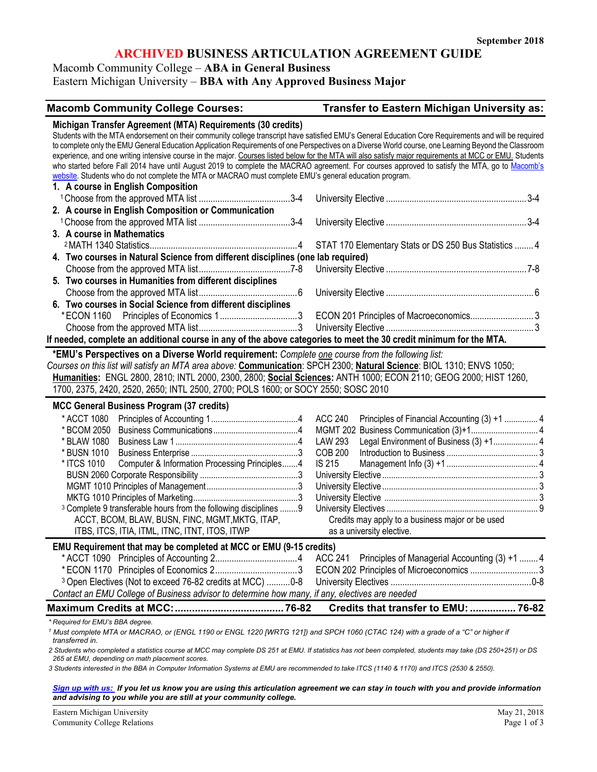September 2018

# ARCHIVED BUSINESS ARTICULATION AGREEMENT GUIDE

## Macomb Community College – **ABA in General Business**
## Eastern Michigan University – **BBA with Any Approved Business Major**

| Macomb Community College Courses: | Transfer to Eastern Michigan University as: |
|---|---|
| **Michigan Transfer Agreement (MTA) Requirements (30 credits)** | |

Students with the MTA endorsement on their community college transcript have satisfied EMU's General Education Core Requirements and will be required to complete only the EMU General Education Application Requirements of one Perspectives on a Diverse World course, one Learning Beyond the Classroom experience, and one writing intensive course in the major. Courses listed below for the MTA will also satisfy major requirements at MCC or EMU. Students who started before Fall 2014 have until August 2019 to complete the MACRAO agreement. For courses approved to satisfy the MTA, go to Macomb's website. Students who do not complete the MTA or MACRAO must complete EMU's general education program.

| Macomb Community College Courses | Credits | Transfer to Eastern Michigan University as | Credits |
|---|---|---|---|
| **1. A course in English Composition** | | | |
| [1] Choose from the approved MTA list | 3-4 | University Elective | 3-4 |
| **2. A course in English Composition or Communication** | | | |
| [1] Choose from the approved MTA list | 3-4 | University Elective | 3-4 |
| **3. A course in Mathematics** | | | |
| [2] MATH 1340 Statistics | 4 | STAT 170 Elementary Stats or DS 250 Bus Statistics | 4 |
| **4. Two courses in Natural Science from different disciplines (one lab required)** | | | |
| Choose from the approved MTA list | 7-8 | University Elective | 7-8 |
| **5. Two courses in Humanities from different disciplines** | | | |
| Choose from the approved MTA list | 6 | University Elective | 6 |
| **6. Two courses in Social Science from different disciplines** | | | |
| *ECON 1160 Principles of Economics 1 | 3 | ECON 201 Principles of Macroeconomics | 3 |
| Choose from the approved MTA list | 3 | University Elective | 3 |

**If needed, complete an additional course in any of the above categories to meet the 30 credit minimum for the MTA.**

***EMU's Perspectives on a Diverse World requirement:** *Complete one course from the following list: Courses on this list will satisfy an MTA area above:* **Communication**: SPCH 2300; **Natural Science**: BIOL 1310; ENVS 1050; **Humanities:** ENGL 2800, 2810; INTL 2000, 2300, 2800; **Social Sciences:** ANTH 1000; ECON 2110; GEOG 2000; HIST 1260, 1700, 2375, 2420, 2520, 2650; INTL 2500, 2700; POLS 1600; or SOCY 2550; SOSC 2010

| **MCC General Business Program (37 credits)** | Credits | | Credits |
|---|---|---|---|
| *ACCT 1080 Principles of Accounting 1 | 4 | ACC 240 Principles of Financial Accounting (3) +1 | 4 |
| *BCOM 2050 Business Communications | 4 | MGMT 202 Business Communication (3)+1 | 4 |
| *BLAW 1080 Business Law 1 | 4 | LAW 293 Legal Environment of Business (3) +1 | 4 |
| *BUSN 1010 Business Enterprise | 3 | COB 200 Introduction to Business | 3 |
| *ITCS 1010 Computer & Information Processing Principles | 4 | IS 215 Management Info (3) +1 | 4 |
| BUSN 2060 Corporate Responsibility | 3 | University Elective | 3 |
| MGMT 1010 Principles of Management | 3 | University Elective | 3 |
| MKTG 1010 Principles of Marketing | 3 | University Elective | 3 |
| [3] Complete 9 transferable hours from the following disciplines ACCT, BCOM, BLAW, BUSN, FINC, MGMT, MKTG, ITAP, ITBS, ITCS, ITIA, ITML, ITNC, ITNT, ITOS, ITWP | 9 | University Electives. Credits may apply to a business major or be used as a university elective. | 9 |
| **EMU Requirement that may be completed at MCC or EMU (9-15 credits)** | | | |
| *ACCT 1090 Principles of Accounting 2 | 4 | ACC 241 Principles of Managerial Accounting (3) +1 | 4 |
| *ECON 1170 Principles of Economics 2 | 3 | ECON 202 Principles of Microeconomics | 3 |
| [3] Open Electives (Not to exceed 76-82 credits at MCC) | 0-8 | University Electives | 0-8 |
| *Contact an EMU College of Business advisor to determine how many, if any, electives are needed* | | | |
| **Maximum Credits at MCC:** | **76-82** | **Credits that transfer to EMU:** | **76-82** |

*\* Required for EMU's BBA degree.*

*[1] Must complete MTA or MACRAO, or (ENGL 1190 or ENGL 1220 [WRTG 121]) and SPCH 1060 (CTAC 124) with a grade of a "C" or higher if transferred in.*

*2 Students who completed a statistics course at MCC may complete DS 251 at EMU. If statistics has not been completed, students may take (DS 250+251) or DS 265 at EMU, depending on math placement scores.*

*3 Students interested in the BBA in Computer Information Systems at EMU are recommended to take ITCS (1140 & 1170) and ITCS (2530 & 2550).*

***Sign up with us:** If you let us know you are using this articulation agreement we can stay in touch with you and provide information and advising to you while you are still at your community college.*

Eastern Michigan University
Community College Relations

May 21, 2018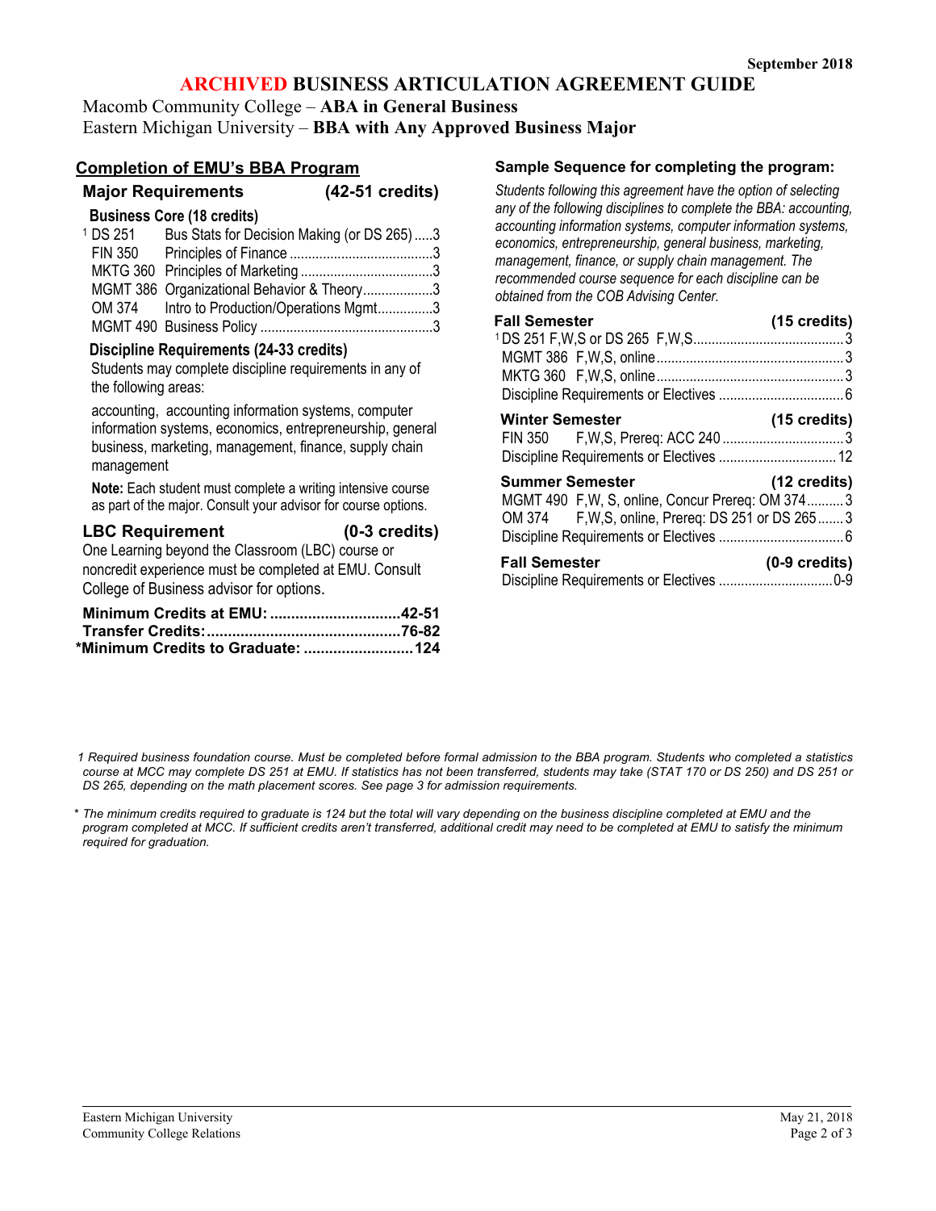September 2018

# ARCHIVED BUSINESS ARTICULATION AGREEMENT GUIDE

Macomb Community College – **ABA in General Business**
Eastern Michigan University – **BBA with Any Approved Business Major**

## Completion of EMU's BBA Program

### Major Requirements (42-51 credits)

**Business Core (18 credits)**

| | | |
|---|---|---|
| [1] DS 251 | Bus Stats for Decision Making (or DS 265) | 3 |
| FIN 350 | Principles of Finance | 3 |
| MKTG 360 | Principles of Marketing | 3 |
| MGMT 386 | Organizational Behavior & Theory | 3 |
| OM 374 | Intro to Production/Operations Mgmt | 3 |
| MGMT 490 | Business Policy | 3 |

**Discipline Requirements (24-33 credits)**

Students may complete discipline requirements in any of the following areas:

accounting, accounting information systems, computer information systems, economics, entrepreneurship, general business, marketing, management, finance, supply chain management

**Note:** Each student must complete a writing intensive course as part of the major. Consult your advisor for course options.

### LBC Requirement (0-3 credits)

One Learning beyond the Classroom (LBC) course or noncredit experience must be completed at EMU. Consult College of Business advisor for options.

**Minimum Credits at EMU: 42-51**
**Transfer Credits: 76-82**
**\*Minimum Credits to Graduate: 124**

## Sample Sequence for completing the program:

*Students following this agreement have the option of selecting any of the following disciplines to complete the BBA: accounting, accounting information systems, computer information systems, economics, entrepreneurship, general business, marketing, management, finance, or supply chain management. The recommended course sequence for each discipline can be obtained from the COB Advising Center.*

**Fall Semester (15 credits)**

| | |
|---|---|
| [1] DS 251 F,W,S or DS 265 F,W,S | 3 |
| MGMT 386 F,W,S, online | 3 |
| MKTG 360 F,W,S, online | 3 |
| Discipline Requirements or Electives | 6 |

**Winter Semester (15 credits)**

| | |
|---|---|
| FIN 350 F,W,S, Prereq: ACC 240 | 3 |
| Discipline Requirements or Electives | 12 |

**Summer Semester (12 credits)**

| | |
|---|---|
| MGMT 490 F,W, S, online, Concur Prereq: OM 374 | 3 |
| OM 374 F,W,S, online, Prereq: DS 251 or DS 265 | 3 |
| Discipline Requirements or Electives | 6 |

**Fall Semester (0-9 credits)**

| | |
|---|---|
| Discipline Requirements or Electives | 0-9 |

*1 Required business foundation course. Must be completed before formal admission to the BBA program. Students who completed a statistics course at MCC may complete DS 251 at EMU. If statistics has not been transferred, students may take (STAT 170 or DS 250) and DS 251 or DS 265, depending on the math placement scores. See page 3 for admission requirements.*

*\* The minimum credits required to graduate is 124 but the total will vary depending on the business discipline completed at EMU and the program completed at MCC. If sufficient credits aren't transferred, additional credit may need to be completed at EMU to satisfy the minimum required for graduation.*

Eastern Michigan University
Community College Relations

May 21, 2018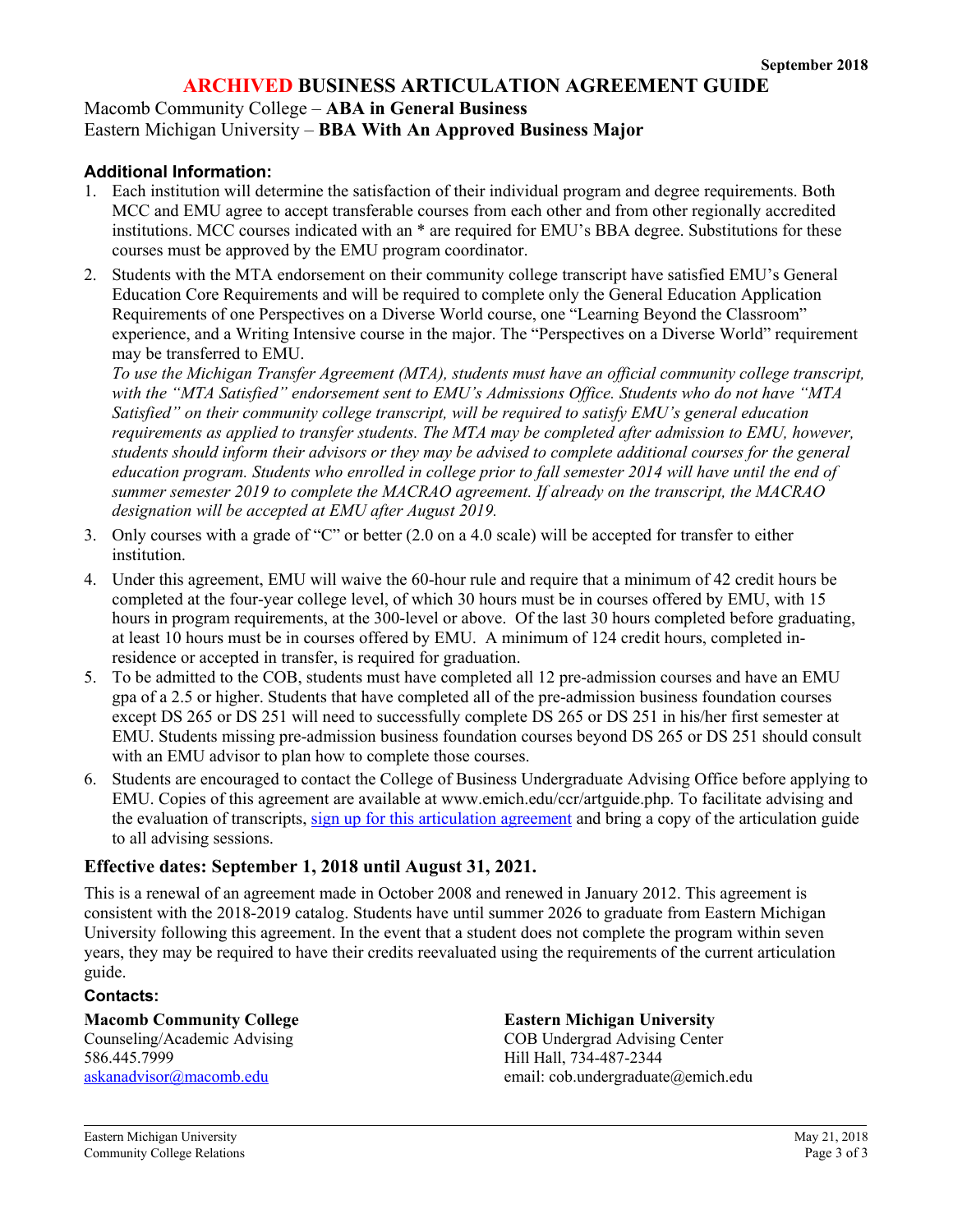September 2018

# ARCHIVED BUSINESS ARTICULATION AGREEMENT GUIDE

Macomb Community College – **ABA in General Business**
Eastern Michigan University – **BBA With An Approved Business Major**

### Additional Information:

1. Each institution will determine the satisfaction of their individual program and degree requirements. Both MCC and EMU agree to accept transferable courses from each other and from other regionally accredited institutions. MCC courses indicated with an * are required for EMU's BBA degree. Substitutions for these courses must be approved by the EMU program coordinator.
2. Students with the MTA endorsement on their community college transcript have satisfied EMU's General Education Core Requirements and will be required to complete only the General Education Application Requirements of one Perspectives on a Diverse World course, one "Learning Beyond the Classroom" experience, and a Writing Intensive course in the major. The "Perspectives on a Diverse World" requirement may be transferred to EMU.
   *To use the Michigan Transfer Agreement (MTA), students must have an official community college transcript, with the "MTA Satisfied" endorsement sent to EMU's Admissions Office. Students who do not have "MTA Satisfied" on their community college transcript, will be required to satisfy EMU's general education requirements as applied to transfer students. The MTA may be completed after admission to EMU, however, students should inform their advisors or they may be advised to complete additional courses for the general education program. Students who enrolled in college prior to fall semester 2014 will have until the end of summer semester 2019 to complete the MACRAO agreement. If already on the transcript, the MACRAO designation will be accepted at EMU after August 2019.*
3. Only courses with a grade of "C" or better (2.0 on a 4.0 scale) will be accepted for transfer to either institution.
4. Under this agreement, EMU will waive the 60-hour rule and require that a minimum of 42 credit hours be completed at the four-year college level, of which 30 hours must be in courses offered by EMU, with 15 hours in program requirements, at the 300-level or above. Of the last 30 hours completed before graduating, at least 10 hours must be in courses offered by EMU. A minimum of 124 credit hours, completed in-residence or accepted in transfer, is required for graduation.
5. To be admitted to the COB, students must have completed all 12 pre-admission courses and have an EMU gpa of a 2.5 or higher. Students that have completed all of the pre-admission business foundation courses except DS 265 or DS 251 will need to successfully complete DS 265 or DS 251 in his/her first semester at EMU. Students missing pre-admission business foundation courses beyond DS 265 or DS 251 should consult with an EMU advisor to plan how to complete those courses.
6. Students are encouraged to contact the College of Business Undergraduate Advising Office before applying to EMU. Copies of this agreement are available at www.emich.edu/ccr/artguide.php. To facilitate advising and the evaluation of transcripts, sign up for this articulation agreement and bring a copy of the articulation guide to all advising sessions.

### Effective dates: September 1, 2018 until August 31, 2021.

This is a renewal of an agreement made in October 2008 and renewed in January 2012. This agreement is consistent with the 2018-2019 catalog. Students have until summer 2026 to graduate from Eastern Michigan University following this agreement. In the event that a student does not complete the program within seven years, they may be required to have their credits reevaluated using the requirements of the current articulation guide.

### Contacts:

**Macomb Community College**
Counseling/Academic Advising
586.445.7999
askanadvisor@macomb.edu

**Eastern Michigan University**
COB Undergrad Advising Center
Hill Hall, 734-487-2344
email: cob.undergraduate@emich.edu

Eastern Michigan University
Community College Relations

May 21, 2018